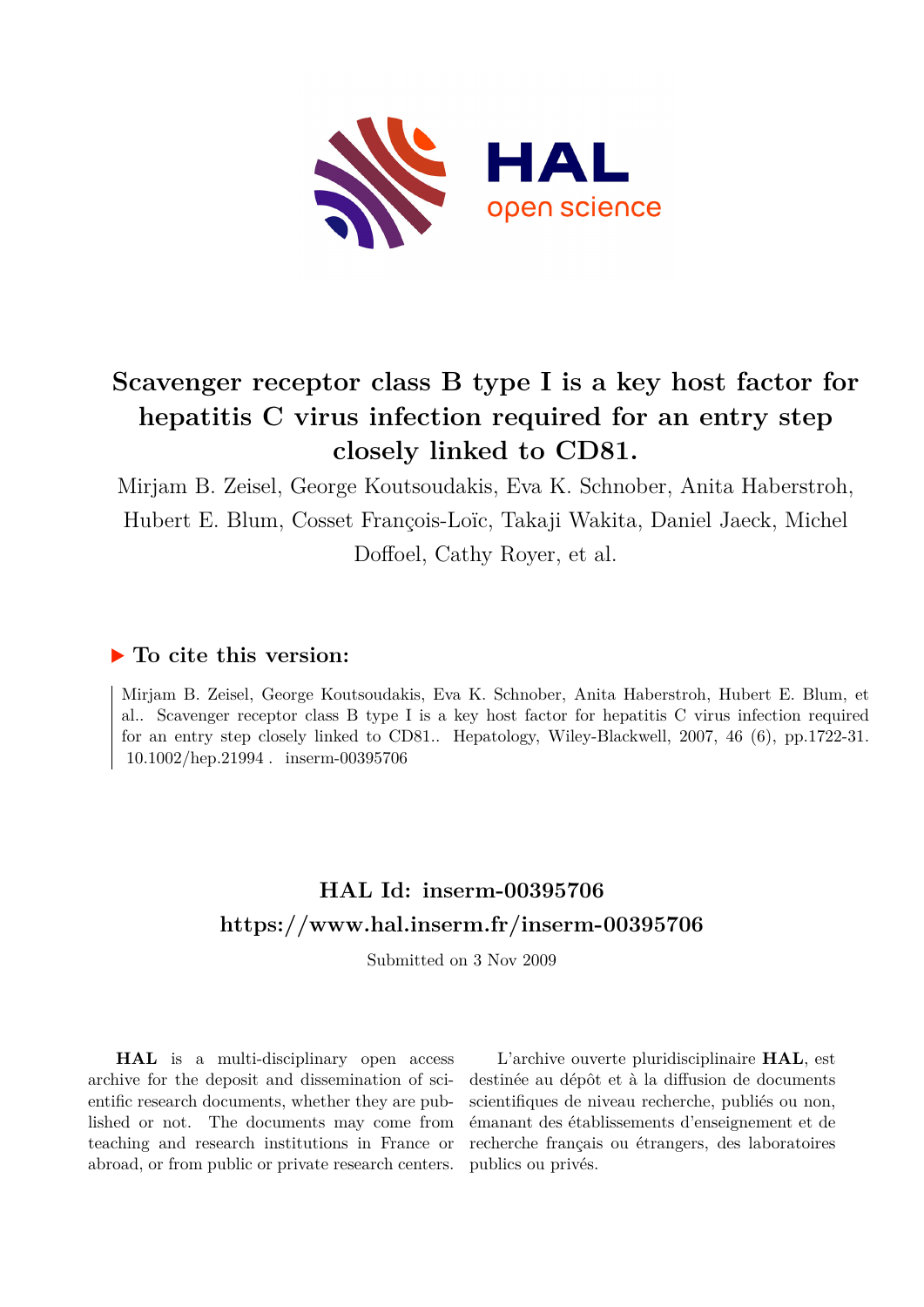# Scavenger receptor class B type I is a key host factor for hepatitis C virus infection required for an entry step closely linked to CD81.

Mirjam B. Zeisel, George Koutsoudakis, Eva K. Schnober, Anita Haberstroh, Hubert E. Blum, Cosset François-Loïc, Takaji Wakita, Daniel Jaeck, Michel Doffoel, Cathy Royer, et al.

## ▶ To cite this version:

Mirjam B. Zeisel, George Koutsoudakis, Eva K. Schnober, Anita Haberstroh, Hubert E. Blum, et al.. Scavenger receptor class B type I is a key host factor for hepatitis C virus infection required for an entry step closely linked to CD81.. Hepatology, Wiley-Blackwell, 2007, 46 (6), pp.1722-31. 10.1002/hep.21994 . inserm-00395706

## HAL Id: inserm-00395706
## https://www.hal.inserm.fr/inserm-00395706

Submitted on 3 Nov 2009

**HAL** is a multi-disciplinary open access archive for the deposit and dissemination of scientific research documents, whether they are published or not. The documents may come from teaching and research institutions in France or abroad, or from public or private research centers.

L'archive ouverte pluridisciplinaire **HAL**, est destinée au dépôt et à la diffusion de documents scientifiques de niveau recherche, publiés ou non, émanant des établissements d'enseignement et de recherche français ou étrangers, des laboratoires publics ou privés.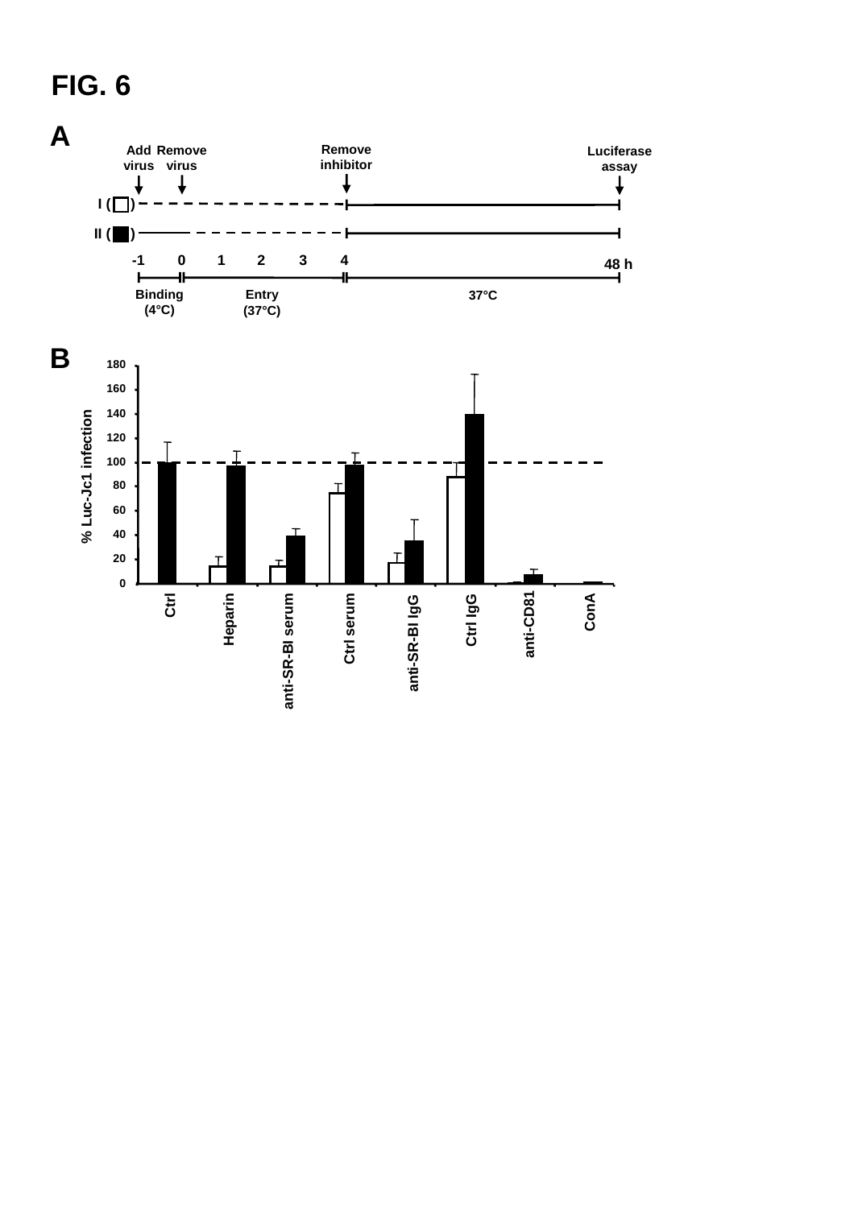# FIG. 6

**A**

Add virus

Remove virus

Remove inhibitor

Luciferase assay

I ( )

II ( )

-1 0 1 2 3 4 48 h

Binding (4°C)

Entry (37°C)

37°C

**B**

180

160

140

120

100

80

60

40

20

0

% Luc-Jc1 infection

Ctrl

Heparin

anti-SR-BI serum

Ctrl serum

anti-SR-BI IgG

Ctrl IgG

anti-CD81

ConA